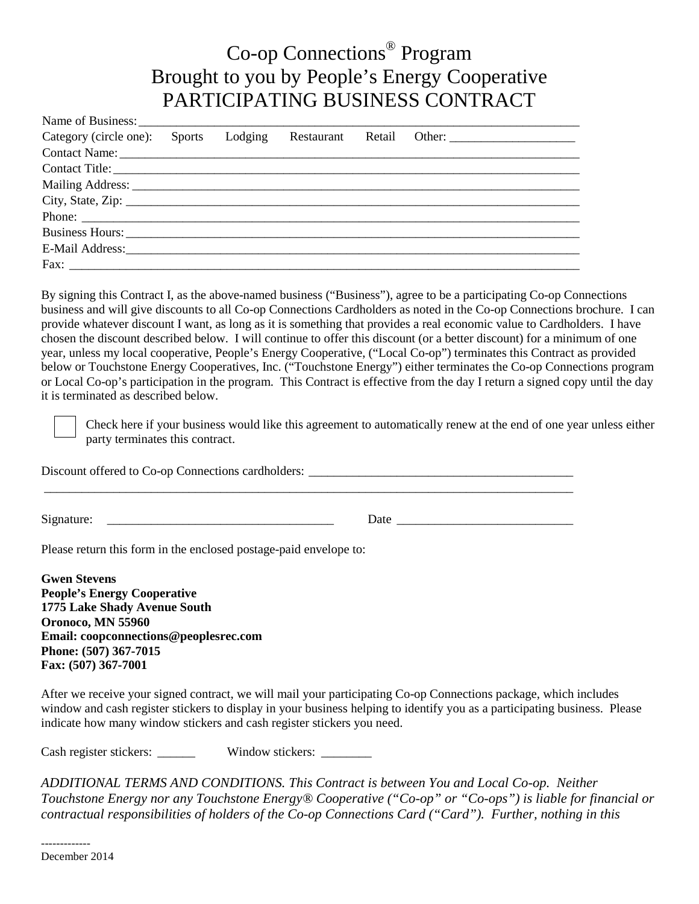# Co-op Connections® Program
# Brought to you by People's Energy Cooperative
# PARTICIPATING BUSINESS CONTRACT

Name of Business: ______________________________________________________________________

Category (circle one): Sports Lodging Restaurant Retail Other: ____________________

Contact Name: ______________________________________________________________________

Contact Title: ______________________________________________________________________

Mailing Address: ____________________________________________________________________

City, State, Zip: ____________________________________________________________________

Phone: ____________________________________________________________________________

Business Hours: _____________________________________________________________________

E-Mail Address: _____________________________________________________________________

Fax: ______________________________________________________________________________

By signing this Contract I, as the above-named business ("Business"), agree to be a participating Co-op Connections business and will give discounts to all Co-op Connections Cardholders as noted in the Co-op Connections brochure. I can provide whatever discount I want, as long as it is something that provides a real economic value to Cardholders. I have chosen the discount described below. I will continue to offer this discount (or a better discount) for a minimum of one year, unless my local cooperative, People's Energy Cooperative, ("Local Co-op") terminates this Contract as provided below or Touchstone Energy Cooperatives, Inc. ("Touchstone Energy") either terminates the Co-op Connections program or Local Co-op's participation in the program. This Contract is effective from the day I return a signed copy until the day it is terminated as described below.

☐ Check here if your business would like this agreement to automatically renew at the end of one year unless either party terminates this contract.

Discount offered to Co-op Connections cardholders: ___________________________________________

_____________________________________________________________________________________

Signature: ____________________________________ Date ____________________________

Please return this form in the enclosed postage-paid envelope to:

**Gwen Stevens**
**People's Energy Cooperative**
**1775 Lake Shady Avenue South**
**Oronoco, MN 55960**
**Email: coopconnections@peoplesrec.com**
**Phone: (507) 367-7015**
**Fax: (507) 367-7001**

After we receive your signed contract, we will mail your participating Co-op Connections package, which includes window and cash register stickers to display in your business helping to identify you as a participating business. Please indicate how many window stickers and cash register stickers you need.

Cash register stickers: ______ Window stickers: ________

*ADDITIONAL TERMS AND CONDITIONS. This Contract is between You and Local Co-op. Neither Touchstone Energy nor any Touchstone Energy® Cooperative ("Co-op" or "Co-ops") is liable for financial or contractual responsibilities of holders of the Co-op Connections Card ("Card"). Further, nothing in this*

-------------
December 2014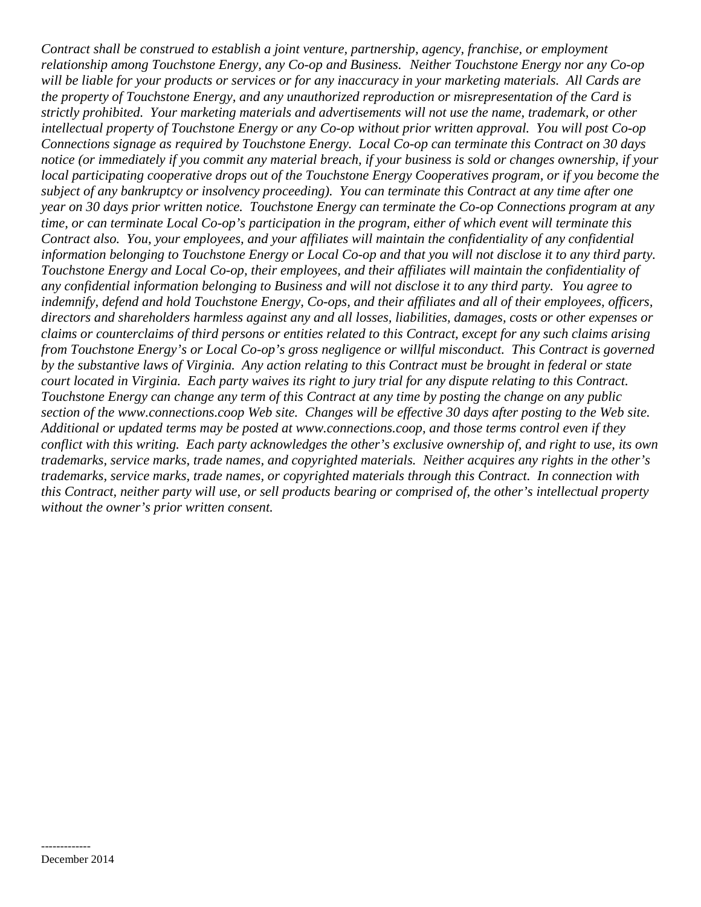*Contract shall be construed to establish a joint venture, partnership, agency, franchise, or employment relationship among Touchstone Energy, any Co-op and Business. Neither Touchstone Energy nor any Co-op will be liable for your products or services or for any inaccuracy in your marketing materials. All Cards are the property of Touchstone Energy, and any unauthorized reproduction or misrepresentation of the Card is strictly prohibited. Your marketing materials and advertisements will not use the name, trademark, or other intellectual property of Touchstone Energy or any Co-op without prior written approval. You will post Co-op Connections signage as required by Touchstone Energy. Local Co-op can terminate this Contract on 30 days notice (or immediately if you commit any material breach, if your business is sold or changes ownership, if your local participating cooperative drops out of the Touchstone Energy Cooperatives program, or if you become the subject of any bankruptcy or insolvency proceeding). You can terminate this Contract at any time after one year on 30 days prior written notice. Touchstone Energy can terminate the Co-op Connections program at any time, or can terminate Local Co-op's participation in the program, either of which event will terminate this Contract also. You, your employees, and your affiliates will maintain the confidentiality of any confidential information belonging to Touchstone Energy or Local Co-op and that you will not disclose it to any third party. Touchstone Energy and Local Co-op, their employees, and their affiliates will maintain the confidentiality of any confidential information belonging to Business and will not disclose it to any third party. You agree to indemnify, defend and hold Touchstone Energy, Co-ops, and their affiliates and all of their employees, officers, directors and shareholders harmless against any and all losses, liabilities, damages, costs or other expenses or claims or counterclaims of third persons or entities related to this Contract, except for any such claims arising from Touchstone Energy's or Local Co-op's gross negligence or willful misconduct. This Contract is governed by the substantive laws of Virginia. Any action relating to this Contract must be brought in federal or state court located in Virginia. Each party waives its right to jury trial for any dispute relating to this Contract. Touchstone Energy can change any term of this Contract at any time by posting the change on any public section of the www.connections.coop Web site. Changes will be effective 30 days after posting to the Web site. Additional or updated terms may be posted at www.connections.coop, and those terms control even if they conflict with this writing. Each party acknowledges the other's exclusive ownership of, and right to use, its own trademarks, service marks, trade names, and copyrighted materials. Neither acquires any rights in the other's trademarks, service marks, trade names, or copyrighted materials through this Contract. In connection with this Contract, neither party will use, or sell products bearing or comprised of, the other's intellectual property without the owner's prior written consent.*

-------------
December 2014